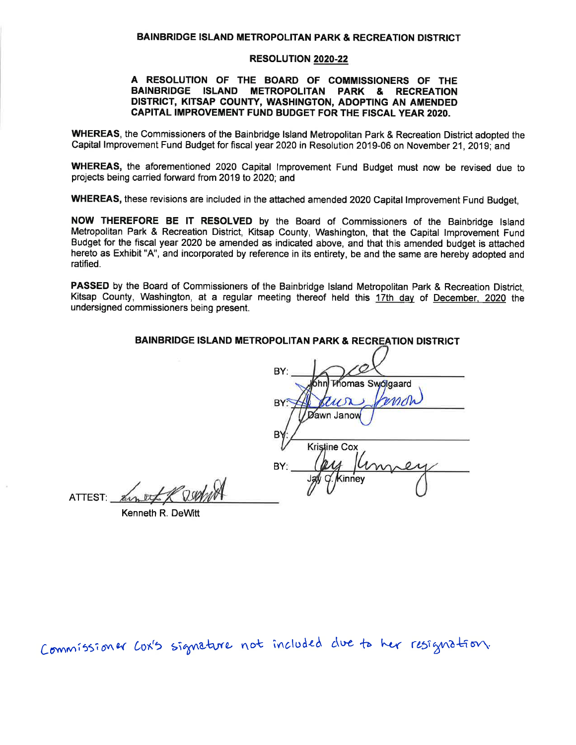**BAINBRIDGE ISLAND METROPOLITAN PARK & RECREATION DISTRICT**

**RESOLUTION 2020-22**

**A RESOLUTION OF THE BOARD OF COMMISSIONERS OF THE BAINBRIDGE ISLAND METROPOLITAN PARK & RECREATION DISTRICT, KITSAP COUNTY, WASHINGTON, ADOPTING AN AMENDED CAPITAL IMPROVEMENT FUND BUDGET FOR THE FISCAL YEAR 2020.**

**WHEREAS**, the Commissioners of the Bainbridge Island Metropolitan Park & Recreation District adopted the Capital Improvement Fund Budget for fiscal year 2020 in Resolution 2019-06 on November 21, 2019; and

**WHEREAS,** the aforementioned 2020 Capital Improvement Fund Budget must now be revised due to projects being carried forward from 2019 to 2020; and

**WHEREAS,** these revisions are included in the attached amended 2020 Capital Improvement Fund Budget,

**NOW THEREFORE BE IT RESOLVED** by the Board of Commissioners of the Bainbridge Island Metropolitan Park & Recreation District, Kitsap County, Washington, that the Capital Improvement Fund Budget for the fiscal year 2020 be amended as indicated above, and that this amended budget is attached hereto as Exhibit "A", and incorporated by reference in its entirety, be and the same are hereby adopted and ratified.

**PASSED** by the Board of Commissioners of the Bainbridge Island Metropolitan Park & Recreation District, Kitsap County, Washington, at a regular meeting thereof held this 17th day of December, 2020 the undersigned commissioners being present.

**BAINBRIDGE ISLAND METROPOLITAN PARK & RECREATION DISTRICT**

BY: _[signature]_
John Thomas Swolgaard

BY: _[signature]_
Dawn Janow

BY: ____________________
Kristine Cox

BY: _[signature]_
Jay C. Kinney

ATTEST: _[signature]_
Kenneth R. DeWitt

Commissioner Cox's signature not included due to her resignation.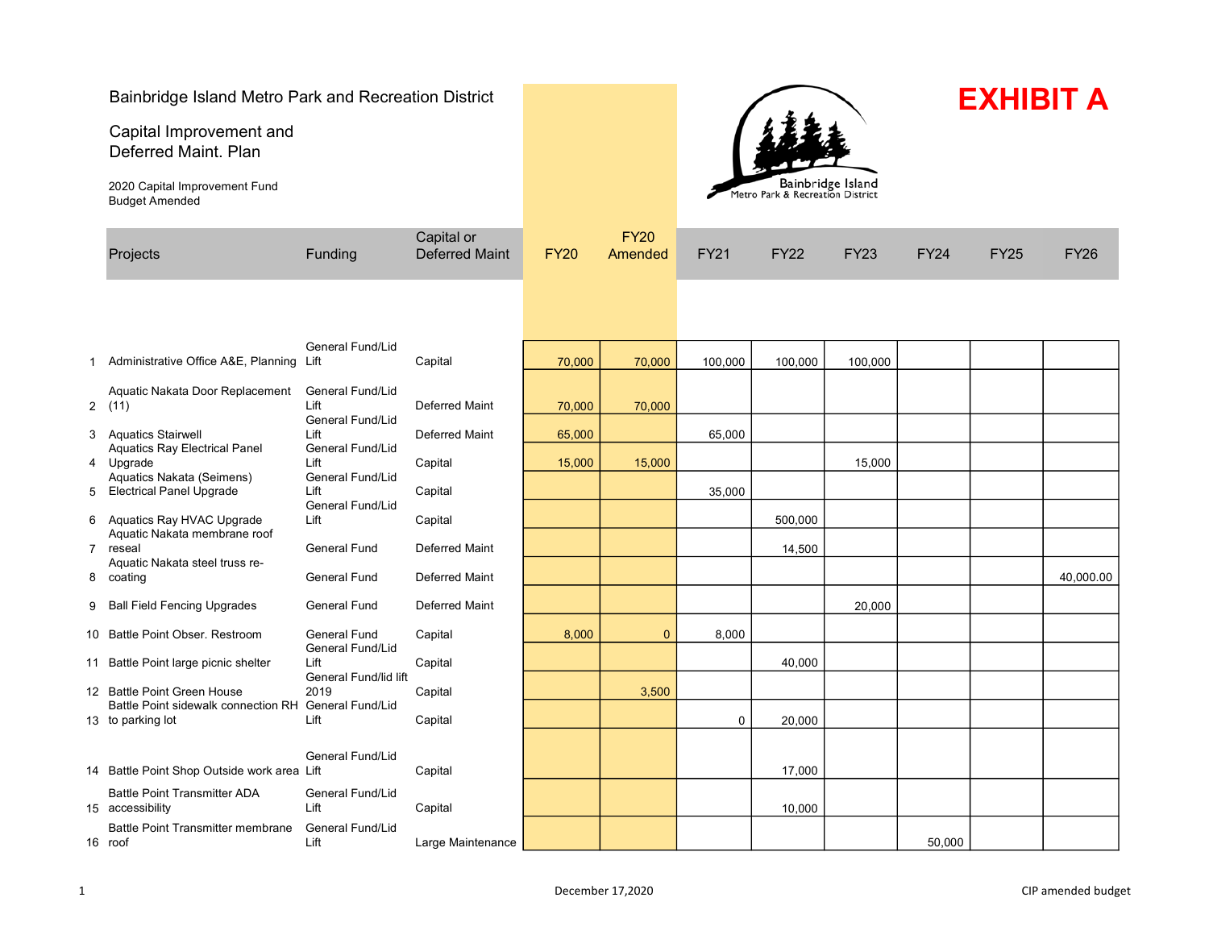Bainbridge Island Metro Park and Recreation District

Capital Improvement and Deferred Maint. Plan

2020 Capital Improvement Fund Budget Amended

# EXHIBIT A

| | Projects | Funding | Capital or Deferred Maint | FY20 | FY20 Amended | FY21 | FY22 | FY23 | FY24 | FY25 | FY26 |
|---|---|---|---|---|---|---|---|---|---|---|---|
| 1 | Administrative Office A&E, Planning | General Fund/Lid Lift | Capital | 70,000 | 70,000 | 100,000 | 100,000 | 100,000 | | | |
| 2 | Aquatic Nakata Door Replacement (11) | General Fund/Lid Lift | Deferred Maint | 70,000 | 70,000 | | | | | | |
| 3 | Aquatics Stairwell | General Fund/Lid Lift | Deferred Maint | 65,000 | | 65,000 | | | | | |
| 4 | Aquatics Ray Electrical Panel Upgrade | General Fund/Lid Lift | Capital | 15,000 | 15,000 | | | 15,000 | | | |
| 5 | Aquatics Nakata (Seimens) Electrical Panel Upgrade | General Fund/Lid Lift | Capital | | | 35,000 | | | | | |
| 6 | Aquatics Ray HVAC Upgrade | General Fund/Lid Lift | Capital | | | | 500,000 | | | | |
| 7 | Aquatic Nakata membrane roof reseal | General Fund | Deferred Maint | | | | 14,500 | | | | |
| 8 | Aquatic Nakata steel truss re-coating | General Fund | Deferred Maint | | | | | | | | 40,000.00 |
| 9 | Ball Field Fencing Upgrades | General Fund | Deferred Maint | | | | | 20,000 | | | |
| 10 | Battle Point Obser. Restroom | General Fund | Capital | 8,000 | 0 | 8,000 | | | | | |
| 11 | Battle Point large picnic shelter | General Fund/Lid Lift | Capital | | | | 40,000 | | | | |
| 12 | Battle Point Green House | General Fund/lid lift 2019 | Capital | | 3,500 | | | | | | |
| 13 | Battle Point sidewalk connection RH to parking lot | General Fund/Lid Lift | Capital | | | 0 | 20,000 | | | | |
| 14 | Battle Point Shop Outside work area | General Fund/Lid Lift | Capital | | | | 17,000 | | | | |
| 15 | Battle Point Transmitter ADA accessibility | General Fund/Lid Lift | Capital | | | | 10,000 | | | | |
| 16 | Battle Point Transmitter membrane roof | General Fund/Lid Lift | Large Maintenance | | | | | | 50,000 | | |

December 17,2020

CIP amended budget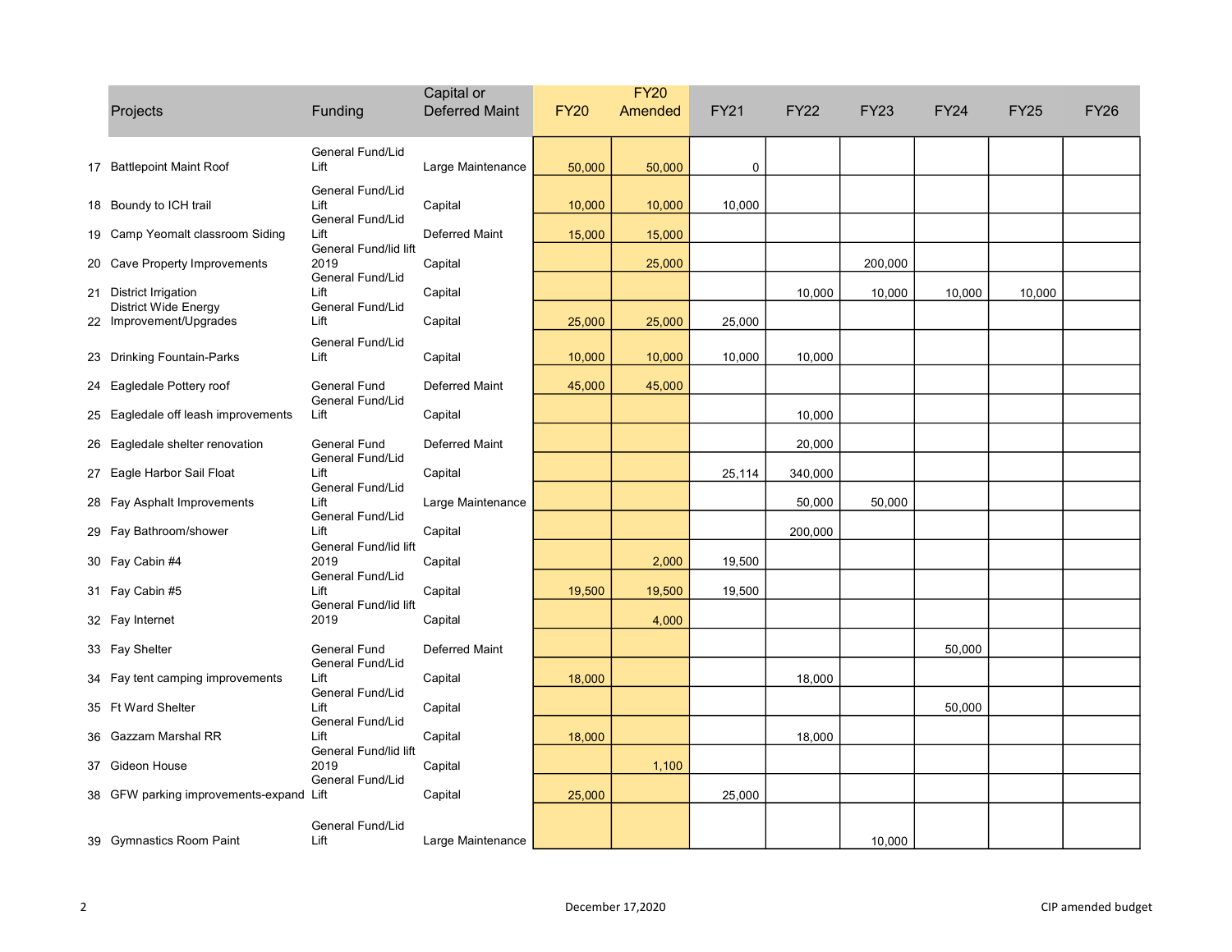| | Projects | Funding | Capital or Deferred Maint | FY20 | FY20 Amended | FY21 | FY22 | FY23 | FY24 | FY25 | FY26 |
|---|---|---|---|---|---|---|---|---|---|---|---|
| 17 | Battlepoint Maint Roof | General Fund/Lid Lift | Large Maintenance | 50,000 | 50,000 | 0 | | | | | |
| 18 | Boundy to ICH trail | General Fund/Lid Lift | Capital | 10,000 | 10,000 | 10,000 | | | | | |
| 19 | Camp Yeomalt classroom Siding | General Fund/Lid Lift | Deferred Maint | 15,000 | 15,000 | | | | | | |
| 20 | Cave Property Improvements | General Fund/lid lift 2019 | Capital | | 25,000 | | | 200,000 | | | |
| 21 | District Irrigation | General Fund/Lid Lift | Capital | | | | 10,000 | 10,000 | 10,000 | 10,000 | |
| 22 | District Wide Energy Improvement/Upgrades | General Fund/Lid Lift | Capital | 25,000 | 25,000 | 25,000 | | | | | |
| 23 | Drinking Fountain-Parks | General Fund/Lid Lift | Capital | 10,000 | 10,000 | 10,000 | 10,000 | | | | |
| 24 | Eagledale Pottery roof | General Fund | Deferred Maint | 45,000 | 45,000 | | | | | | |
| 25 | Eagledale off leash improvements | General Fund/Lid Lift | Capital | | | | 10,000 | | | | |
| 26 | Eagledale shelter renovation | General Fund | Deferred Maint | | | | 20,000 | | | | |
| 27 | Eagle Harbor Sail Float | General Fund/Lid Lift | Capital | | | 25,114 | 340,000 | | | | |
| 28 | Fay Asphalt Improvements | General Fund/Lid Lift | Large Maintenance | | | | 50,000 | 50,000 | | | |
| 29 | Fay Bathroom/shower | General Fund/Lid Lift | Capital | | | | 200,000 | | | | |
| 30 | Fay Cabin #4 | General Fund/lid lift 2019 | Capital | | 2,000 | 19,500 | | | | | |
| 31 | Fay Cabin #5 | General Fund/Lid Lift | Capital | 19,500 | 19,500 | 19,500 | | | | | |
| 32 | Fay Internet | General Fund/lid lift 2019 | Capital | | 4,000 | | | | | | |
| 33 | Fay Shelter | General Fund | Deferred Maint | | | | | | 50,000 | | |
| 34 | Fay tent camping improvements | General Fund/Lid Lift | Capital | 18,000 | | | 18,000 | | | | |
| 35 | Ft Ward Shelter | General Fund/Lid Lift | Capital | | | | | | 50,000 | | |
| 36 | Gazzam Marshal RR | General Fund/Lid Lift | Capital | 18,000 | | | 18,000 | | | | |
| 37 | Gideon House | General Fund/lid lift 2019 | Capital | | 1,100 | | | | | | |
| 38 | GFW parking improvements-expand | General Fund/Lid Lift | Capital | 25,000 | | 25,000 | | | | | |
| 39 | Gymnastics Room Paint | General Fund/Lid Lift | Large Maintenance | | | | | 10,000 | | | |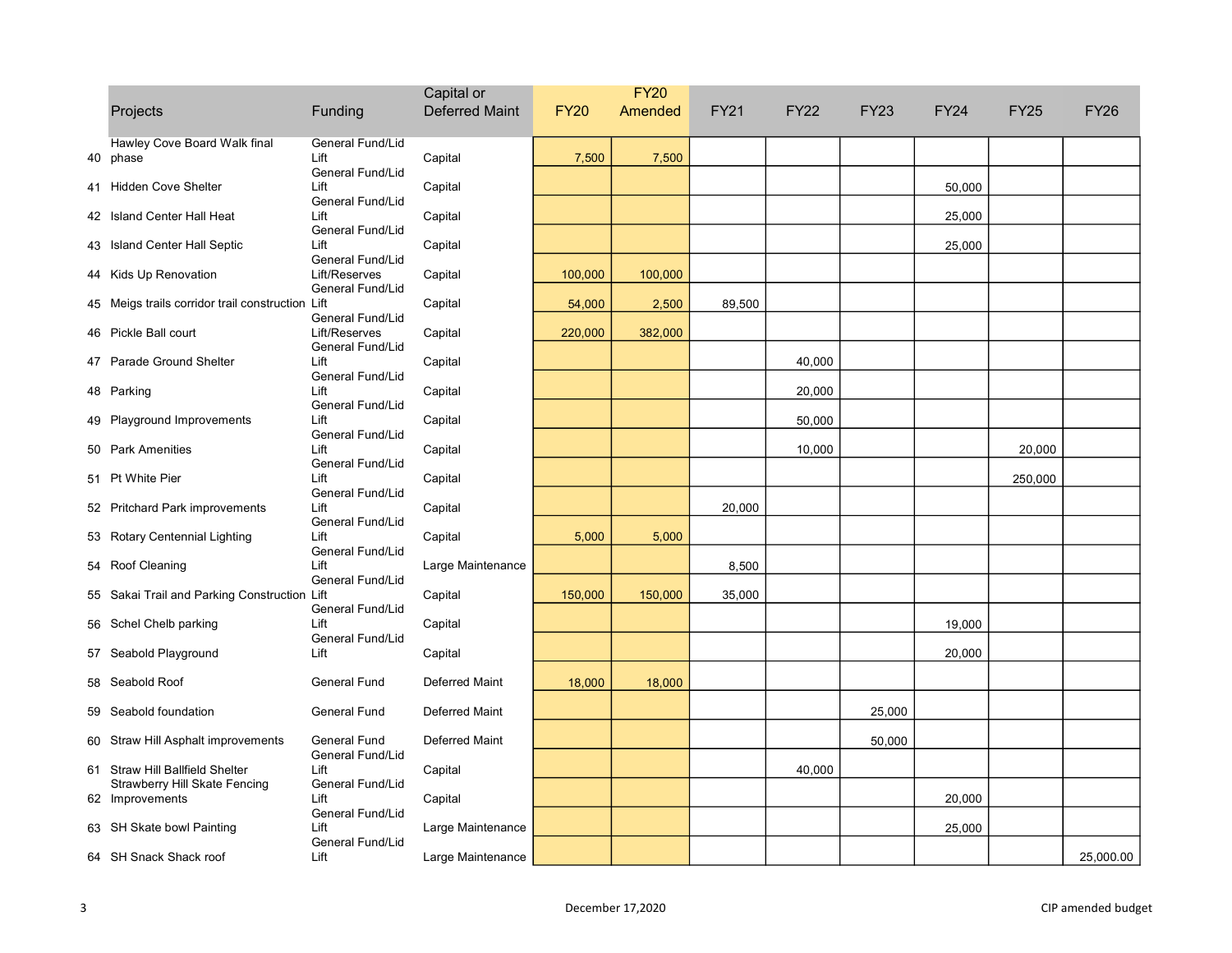| | Projects | Funding | Capital or Deferred Maint | FY20 | FY20 Amended | FY21 | FY22 | FY23 | FY24 | FY25 | FY26 |
|---|---|---|---|---|---|---|---|---|---|---|---|
| 40 | Hawley Cove Board Walk final phase | General Fund/Lid Lift | Capital | 7,500 | 7,500 | | | | | | |
| 41 | Hidden Cove Shelter | General Fund/Lid Lift | Capital | | | | | | 50,000 | | |
| 42 | Island Center Hall Heat | General Fund/Lid Lift | Capital | | | | | | 25,000 | | |
| 43 | Island Center Hall Septic | General Fund/Lid Lift | Capital | | | | | | 25,000 | | |
| 44 | Kids Up Renovation | General Fund/Lid Lift/Reserves | Capital | 100,000 | 100,000 | | | | | | |
| 45 | Meigs trails corridor trail construction | General Fund/Lid Lift | Capital | 54,000 | 2,500 | 89,500 | | | | | |
| 46 | Pickle Ball court | General Fund/Lid Lift/Reserves | Capital | 220,000 | 382,000 | | | | | | |
| 47 | Parade Ground Shelter | General Fund/Lid Lift | Capital | | | | 40,000 | | | | |
| 48 | Parking | General Fund/Lid Lift | Capital | | | | 20,000 | | | | |
| 49 | Playground Improvements | General Fund/Lid Lift | Capital | | | | 50,000 | | | | |
| 50 | Park Amenities | General Fund/Lid Lift | Capital | | | | 10,000 | | | 20,000 | |
| 51 | Pt White Pier | General Fund/Lid Lift | Capital | | | | | | | 250,000 | |
| 52 | Pritchard Park improvements | General Fund/Lid Lift | Capital | | | 20,000 | | | | | |
| 53 | Rotary Centennial Lighting | General Fund/Lid Lift | Capital | 5,000 | 5,000 | | | | | | |
| 54 | Roof Cleaning | General Fund/Lid Lift | Large Maintenance | | | 8,500 | | | | | |
| 55 | Sakai Trail and Parking Construction | General Fund/Lid Lift | Capital | 150,000 | 150,000 | 35,000 | | | | | |
| 56 | Schel Chelb parking | General Fund/Lid Lift | Capital | | | | | | 19,000 | | |
| 57 | Seabold Playground | General Fund/Lid Lift | Capital | | | | | | 20,000 | | |
| 58 | Seabold Roof | General Fund | Deferred Maint | 18,000 | 18,000 | | | | | | |
| 59 | Seabold foundation | General Fund | Deferred Maint | | | | | 25,000 | | | |
| 60 | Straw Hill Asphalt improvements | General Fund | Deferred Maint | | | | | 50,000 | | | |
| 61 | Straw Hill Ballfield Shelter | General Fund/Lid Lift | Capital | | | | 40,000 | | | | |
| 62 | Strawberry Hill Skate Fencing Improvements | General Fund/Lid Lift | Capital | | | | | | 20,000 | | |
| 63 | SH Skate bowl Painting | General Fund/Lid Lift | Large Maintenance | | | | | | 25,000 | | |
| 64 | SH Snack Shack roof | General Fund/Lid Lift | Large Maintenance | | | | | | | | 25,000.00 |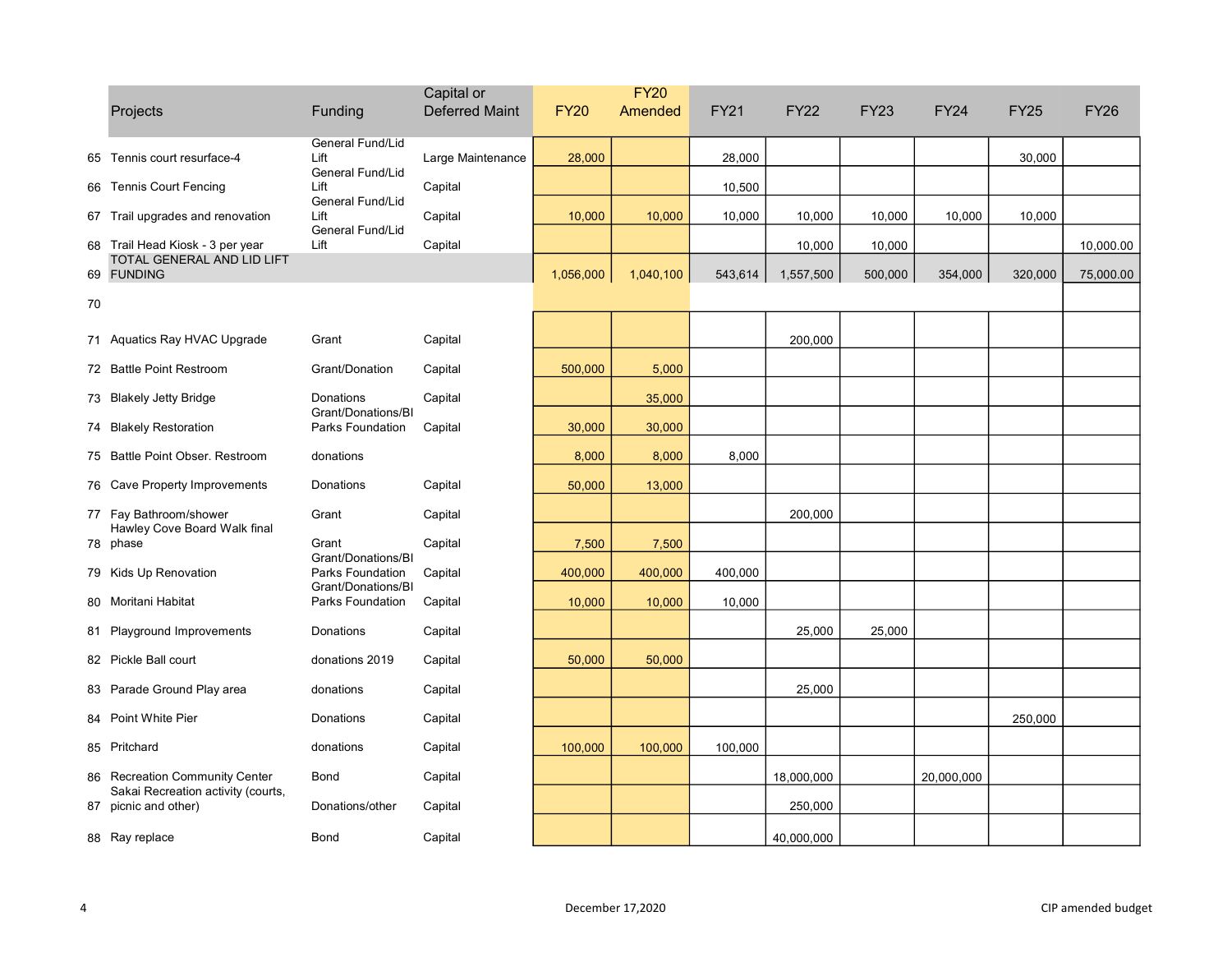| | Projects | Funding | Capital or Deferred Maint | FY20 | FY20 Amended | FY21 | FY22 | FY23 | FY24 | FY25 | FY26 |
|---|---|---|---|---|---|---|---|---|---|---|---|
| 65 | Tennis court resurface-4 | General Fund/Lid Lift | Large Maintenance | 28,000 | | 28,000 | | | | 30,000 | |
| 66 | Tennis Court Fencing | General Fund/Lid Lift | Capital | | | 10,500 | | | | | |
| 67 | Trail upgrades and renovation | General Fund/Lid Lift | Capital | 10,000 | 10,000 | 10,000 | 10,000 | 10,000 | 10,000 | 10,000 | |
| 68 | Trail Head Kiosk - 3 per year | General Fund/Lid Lift | Capital | | | | 10,000 | 10,000 | | | 10,000.00 |
| 69 | TOTAL GENERAL AND LID LIFT FUNDING | | | 1,056,000 | 1,040,100 | 543,614 | 1,557,500 | 500,000 | 354,000 | 320,000 | 75,000.00 |
| 70 | | | | | | | | | | | |
| 71 | Aquatics Ray HVAC Upgrade | Grant | Capital | | | | 200,000 | | | | |
| 72 | Battle Point Restroom | Grant/Donation | Capital | 500,000 | 5,000 | | | | | | |
| 73 | Blakely Jetty Bridge | Donations | Capital | | 35,000 | | | | | | |
| 74 | Blakely Restoration | Grant/Donations/BI Parks Foundation | Capital | 30,000 | 30,000 | | | | | | |
| 75 | Battle Point Obser. Restroom | donations | | 8,000 | 8,000 | 8,000 | | | | | |
| 76 | Cave Property Improvements | Donations | Capital | 50,000 | 13,000 | | | | | | |
| 77 | Fay Bathroom/shower | Grant | Capital | | | | 200,000 | | | | |
| 78 | Hawley Cove Board Walk final phase | Grant | Capital | 7,500 | 7,500 | | | | | | |
| 79 | Kids Up Renovation | Grant/Donations/BI Parks Foundation | Capital | 400,000 | 400,000 | 400,000 | | | | | |
| 80 | Moritani Habitat | Grant/Donations/BI Parks Foundation | Capital | 10,000 | 10,000 | 10,000 | | | | | |
| 81 | Playground Improvements | Donations | Capital | | | | 25,000 | 25,000 | | | |
| 82 | Pickle Ball court | donations 2019 | Capital | 50,000 | 50,000 | | | | | | |
| 83 | Parade Ground Play area | donations | Capital | | | | 25,000 | | | | |
| 84 | Point White Pier | Donations | Capital | | | | | | | 250,000 | |
| 85 | Pritchard | donations | Capital | 100,000 | 100,000 | 100,000 | | | | | |
| 86 | Recreation Community Center | Bond | Capital | | | | 18,000,000 | | 20,000,000 | | |
| 87 | Sakai Recreation activity (courts, picnic and other) | Donations/other | Capital | | | | 250,000 | | | | |
| 88 | Ray replace | Bond | Capital | | | | 40,000,000 | | | | |

December 17,2020

CIP amended budget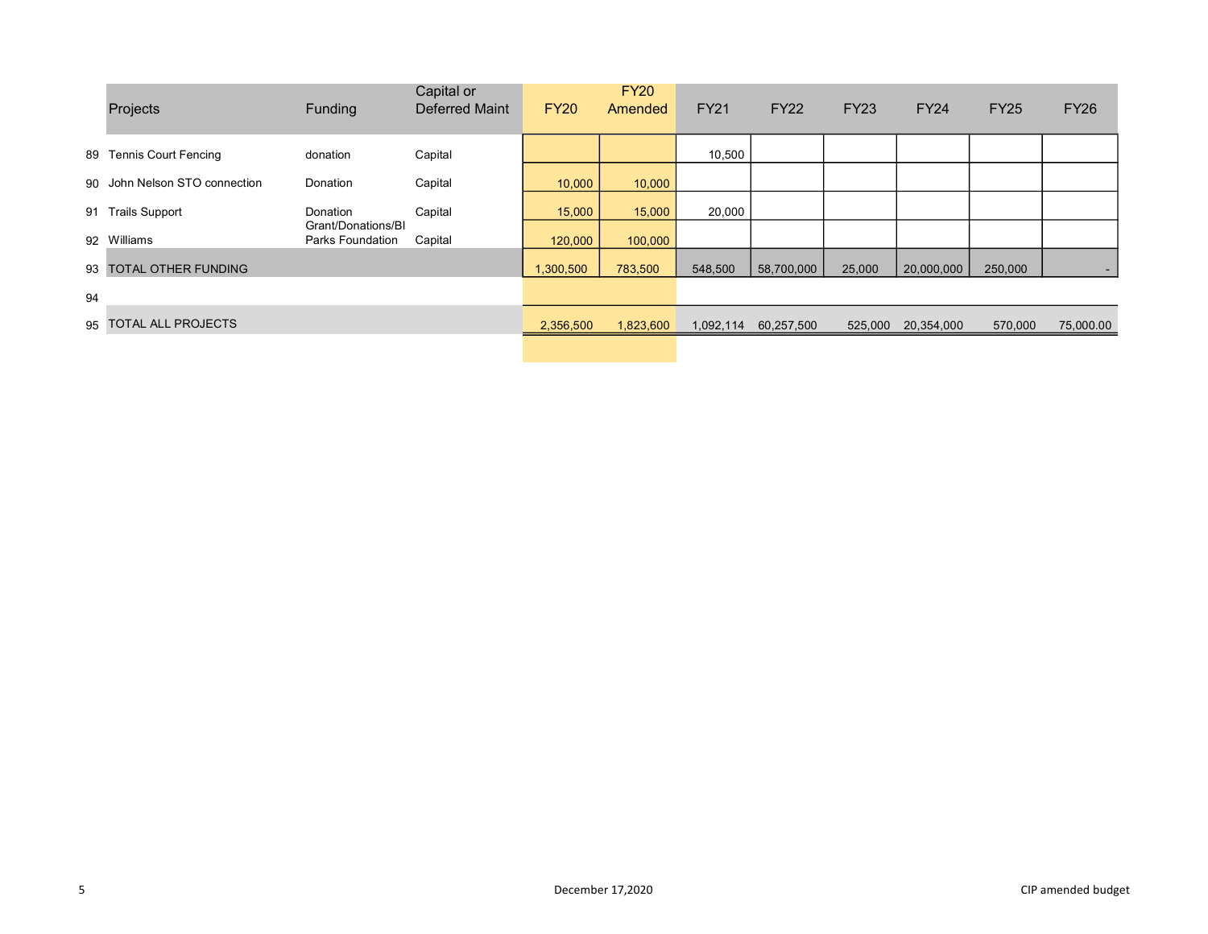| | Projects | Funding | Capital or Deferred Maint | FY20 | FY20 Amended | FY21 | FY22 | FY23 | FY24 | FY25 | FY26 |
|---|---|---|---|---|---|---|---|---|---|---|---|
| 89 | Tennis Court Fencing | donation | Capital | | | 10,500 | | | | | |
| 90 | John Nelson STO connection | Donation | Capital | 10,000 | 10,000 | | | | | | |
| 91 | Trails Support | Donation | Capital | 15,000 | 15,000 | 20,000 | | | | | |
| 92 | Williams | Grant/Donations/BI Parks Foundation | Capital | 120,000 | 100,000 | | | | | | |
| 93 | TOTAL OTHER FUNDING | | | 1,300,500 | 783,500 | 548,500 | 58,700,000 | 25,000 | 20,000,000 | 250,000 | - |
| 94 | | | | | | | | | | | |
| 95 | TOTAL ALL PROJECTS | | | 2,356,500 | 1,823,600 | 1,092,114 | 60,257,500 | 525,000 | 20,354,000 | 570,000 | 75,000.00 |

December 17,2020

CIP amended budget